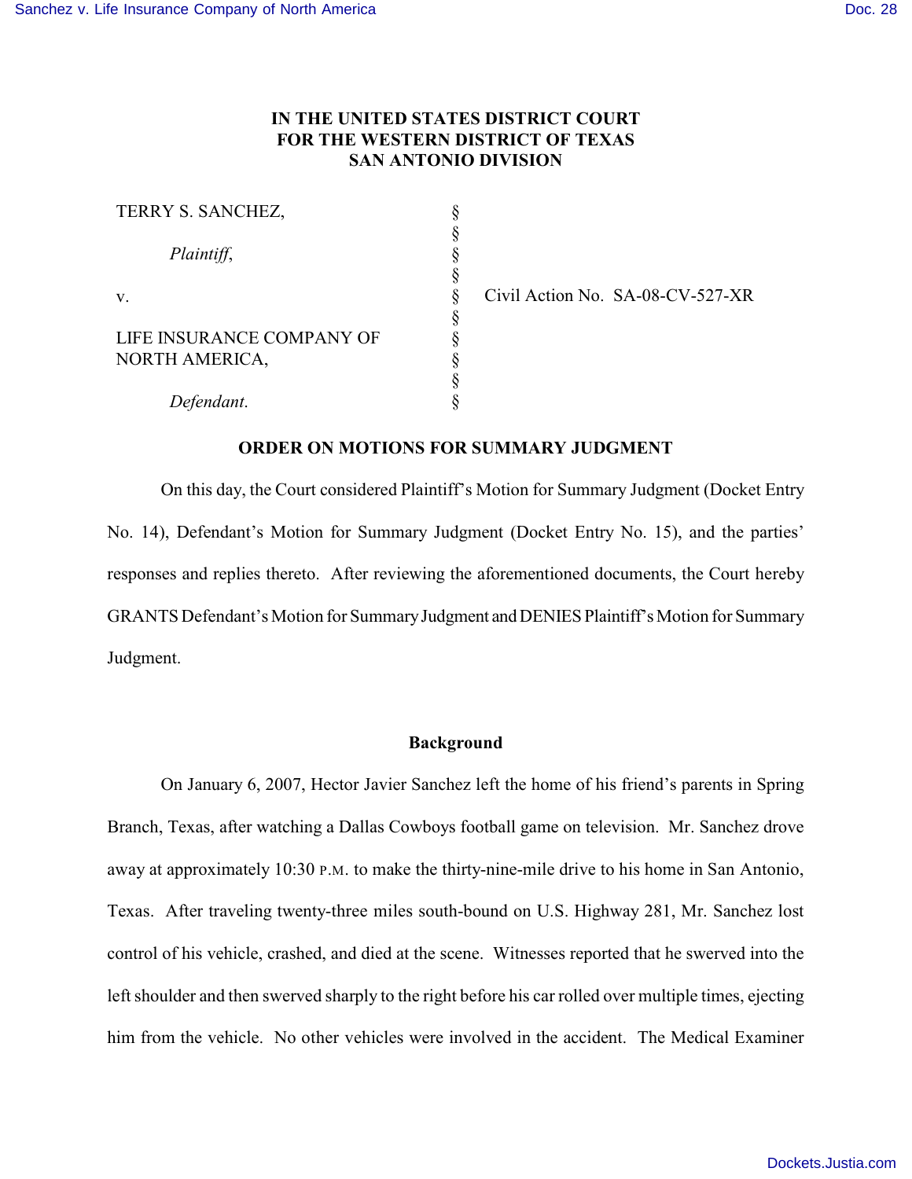**IN THE UNITED STATES DISTRICT COURT**
**FOR THE WESTERN DISTRICT OF TEXAS**
**SAN ANTONIO DIVISION**

| | | |
|---|---|---|
| TERRY S. SANCHEZ, | § | |
| | § | |
| *Plaintiff*, | § | |
| | § | |
| v. | § | Civil Action No. SA-08-CV-527-XR |
| | § | |
| LIFE INSURANCE COMPANY OF NORTH AMERICA, | § | |
| | § | |
| *Defendant*. | § | |

**ORDER ON MOTIONS FOR SUMMARY JUDGMENT**

On this day, the Court considered Plaintiff's Motion for Summary Judgment (Docket Entry No. 14), Defendant's Motion for Summary Judgment (Docket Entry No. 15), and the parties' responses and replies thereto. After reviewing the aforementioned documents, the Court hereby GRANTS Defendant's Motion for Summary Judgment and DENIES Plaintiff's Motion for Summary Judgment.

## Background

On January 6, 2007, Hector Javier Sanchez left the home of his friend's parents in Spring Branch, Texas, after watching a Dallas Cowboys football game on television. Mr. Sanchez drove away at approximately 10:30 P.M. to make the thirty-nine-mile drive to his home in San Antonio, Texas. After traveling twenty-three miles south-bound on U.S. Highway 281, Mr. Sanchez lost control of his vehicle, crashed, and died at the scene. Witnesses reported that he swerved into the left shoulder and then swerved sharply to the right before his car rolled over multiple times, ejecting him from the vehicle. No other vehicles were involved in the accident. The Medical Examiner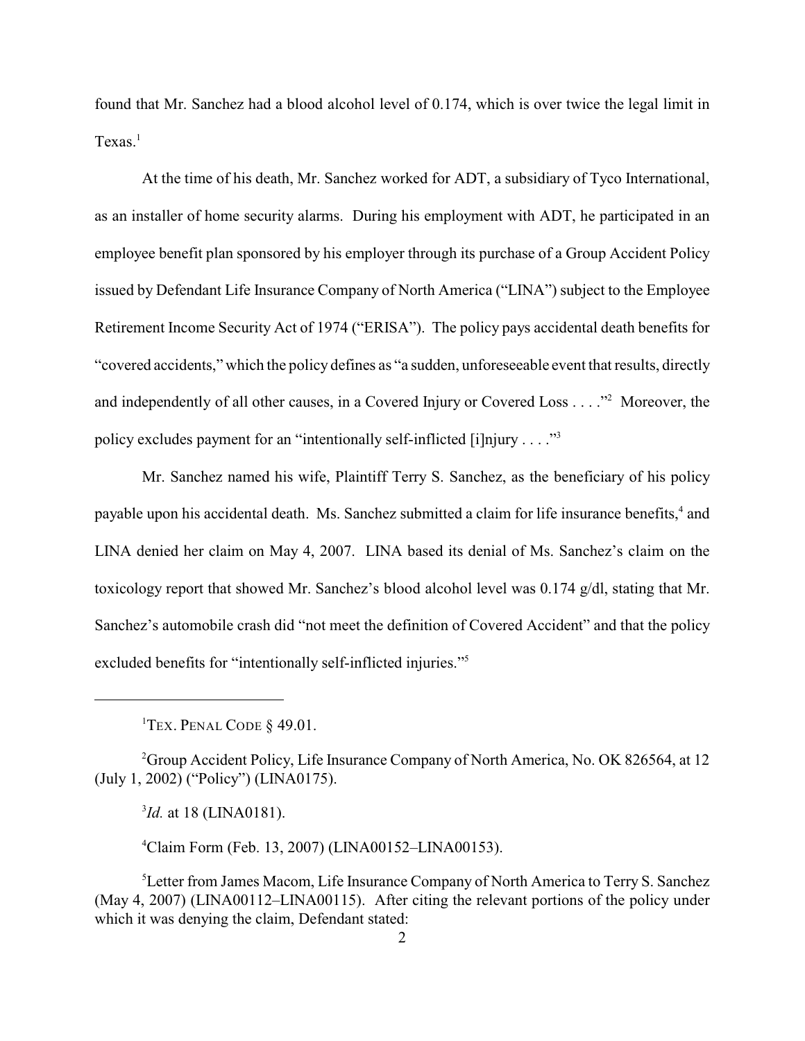found that Mr. Sanchez had a blood alcohol level of 0.174, which is over twice the legal limit in Texas.[1]

At the time of his death, Mr. Sanchez worked for ADT, a subsidiary of Tyco International, as an installer of home security alarms. During his employment with ADT, he participated in an employee benefit plan sponsored by his employer through its purchase of a Group Accident Policy issued by Defendant Life Insurance Company of North America ("LINA") subject to the Employee Retirement Income Security Act of 1974 ("ERISA"). The policy pays accidental death benefits for "covered accidents," which the policy defines as "a sudden, unforeseeable event that results, directly and independently of all other causes, in a Covered Injury or Covered Loss . . . ."[2] Moreover, the policy excludes payment for an "intentionally self-inflicted [i]njury . . . ."[3]

Mr. Sanchez named his wife, Plaintiff Terry S. Sanchez, as the beneficiary of his policy payable upon his accidental death. Ms. Sanchez submitted a claim for life insurance benefits,[4] and LINA denied her claim on May 4, 2007. LINA based its denial of Ms. Sanchez's claim on the toxicology report that showed Mr. Sanchez's blood alcohol level was 0.174 g/dl, stating that Mr. Sanchez's automobile crash did "not meet the definition of Covered Accident" and that the policy excluded benefits for "intentionally self-inflicted injuries."[5]

---

[1] TEX. PENAL CODE § 49.01.

[2] Group Accident Policy, Life Insurance Company of North America, No. OK 826564, at 12 (July 1, 2002) ("Policy") (LINA0175).

[3] *Id.* at 18 (LINA0181).

[4] Claim Form (Feb. 13, 2007) (LINA00152–LINA00153).

[5] Letter from James Macom, Life Insurance Company of North America to Terry S. Sanchez (May 4, 2007) (LINA00112–LINA00115). After citing the relevant portions of the policy under which it was denying the claim, Defendant stated: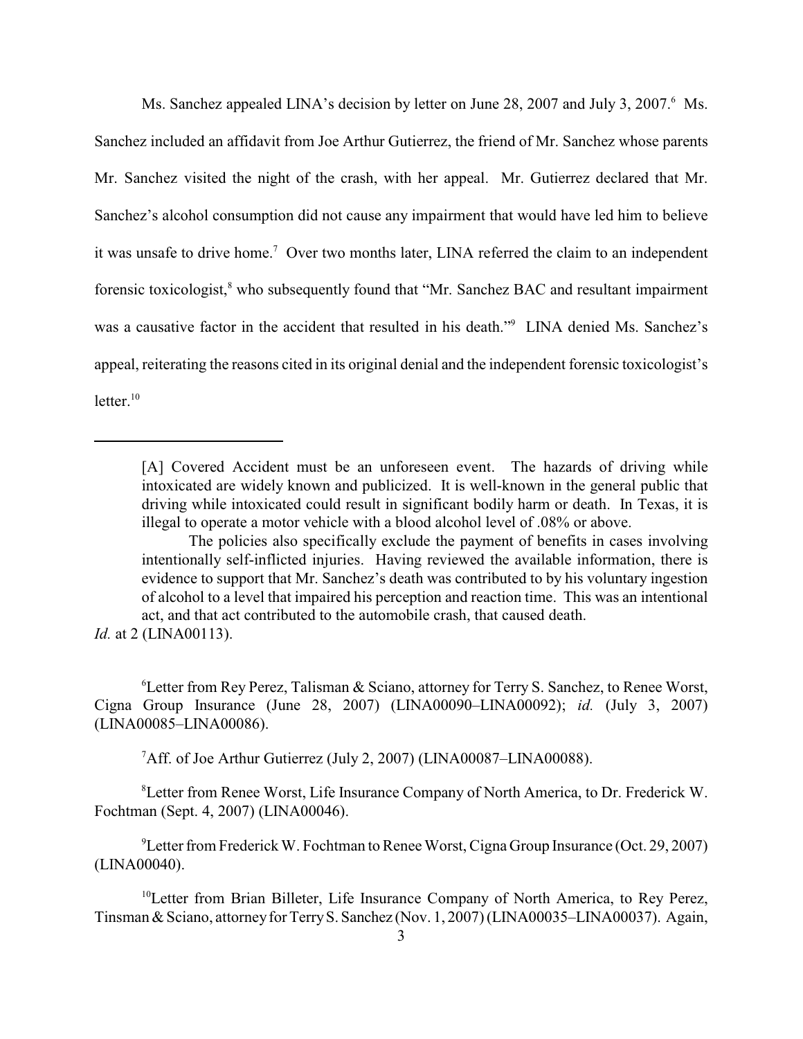Ms. Sanchez appealed LINA's decision by letter on June 28, 2007 and July 3, 2007.[6] Ms. Sanchez included an affidavit from Joe Arthur Gutierrez, the friend of Mr. Sanchez whose parents Mr. Sanchez visited the night of the crash, with her appeal. Mr. Gutierrez declared that Mr. Sanchez's alcohol consumption did not cause any impairment that would have led him to believe it was unsafe to drive home.[7] Over two months later, LINA referred the claim to an independent forensic toxicologist,[8] who subsequently found that "Mr. Sanchez BAC and resultant impairment was a causative factor in the accident that resulted in his death."[9] LINA denied Ms. Sanchez's appeal, reiterating the reasons cited in its original denial and the independent forensic toxicologist's letter.[10]

---

> [A] Covered Accident must be an unforeseen event. The hazards of driving while intoxicated are widely known and publicized. It is well-known in the general public that driving while intoxicated could result in significant bodily harm or death. In Texas, it is illegal to operate a motor vehicle with a blood alcohol level of .08% or above.
>
> The policies also specifically exclude the payment of benefits in cases involving intentionally self-inflicted injuries. Having reviewed the available information, there is evidence to support that Mr. Sanchez's death was contributed to by his voluntary ingestion of alcohol to a level that impaired his perception and reaction time. This was an intentional act, and that act contributed to the automobile crash, that caused death.

*Id.* at 2 (LINA00113).

[6] Letter from Rey Perez, Talisman & Sciano, attorney for Terry S. Sanchez, to Renee Worst, Cigna Group Insurance (June 28, 2007) (LINA00090–LINA00092); *id.* (July 3, 2007) (LINA00085–LINA00086).

[7] Aff. of Joe Arthur Gutierrez (July 2, 2007) (LINA00087–LINA00088).

[8] Letter from Renee Worst, Life Insurance Company of North America, to Dr. Frederick W. Fochtman (Sept. 4, 2007) (LINA00046).

[9] Letter from Frederick W. Fochtman to Renee Worst, Cigna Group Insurance (Oct. 29, 2007) (LINA00040).

[10] Letter from Brian Billeter, Life Insurance Company of North America, to Rey Perez, Tinsman & Sciano, attorney for Terry S. Sanchez (Nov. 1, 2007) (LINA00035–LINA00037). Again,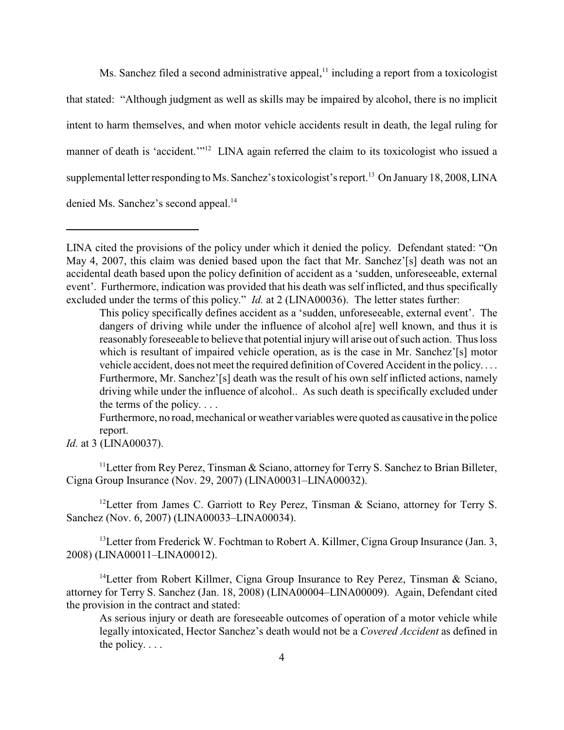Ms. Sanchez filed a second administrative appeal,[11] including a report from a toxicologist that stated: "Although judgment as well as skills may be impaired by alcohol, there is no implicit intent to harm themselves, and when motor vehicle accidents result in death, the legal ruling for manner of death is 'accident.'"[12] LINA again referred the claim to its toxicologist who issued a supplemental letter responding to Ms. Sanchez's toxicologist's report.[13] On January 18, 2008, LINA denied Ms. Sanchez's second appeal.[14]

---

LINA cited the provisions of the policy under which it denied the policy. Defendant stated: "On May 4, 2007, this claim was denied based upon the fact that Mr. Sanchez'[s] death was not an accidental death based upon the policy definition of accident as a 'sudden, unforeseeable, external event'. Furthermore, indication was provided that his death was self inflicted, and thus specifically excluded under the terms of this policy." *Id.* at 2 (LINA00036). The letter states further:

> This policy specifically defines accident as a 'sudden, unforeseeable, external event'. The dangers of driving while under the influence of alcohol a[re] well known, and thus it is reasonably foreseeable to believe that potential injury will arise out of such action. Thus loss which is resultant of impaired vehicle operation, as is the case in Mr. Sanchez'[s] motor vehicle accident, does not meet the required definition of Covered Accident in the policy. . . . Furthermore, Mr. Sanchez'[s] death was the result of his own self inflicted actions, namely driving while under the influence of alcohol.. As such death is specifically excluded under the terms of the policy. . . .
>
> Furthermore, no road, mechanical or weather variables were quoted as causative in the police report.

*Id.* at 3 (LINA00037).

[11] Letter from Rey Perez, Tinsman & Sciano, attorney for Terry S. Sanchez to Brian Billeter, Cigna Group Insurance (Nov. 29, 2007) (LINA00031–LINA00032).

[12] Letter from James C. Garriott to Rey Perez, Tinsman & Sciano, attorney for Terry S. Sanchez (Nov. 6, 2007) (LINA00033–LINA00034).

[13] Letter from Frederick W. Fochtman to Robert A. Killmer, Cigna Group Insurance (Jan. 3, 2008) (LINA00011–LINA00012).

[14] Letter from Robert Killmer, Cigna Group Insurance to Rey Perez, Tinsman & Sciano, attorney for Terry S. Sanchez (Jan. 18, 2008) (LINA00004–LINA00009). Again, Defendant cited the provision in the contract and stated:

> As serious injury or death are foreseeable outcomes of operation of a motor vehicle while legally intoxicated, Hector Sanchez's death would not be a *Covered Accident* as defined in the policy. . . .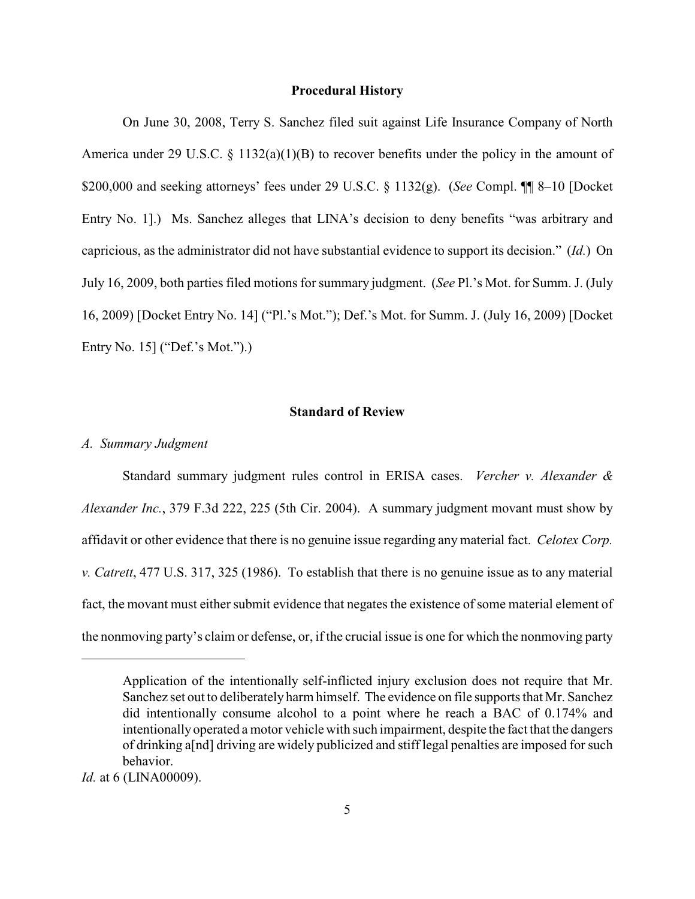## Procedural History

On June 30, 2008, Terry S. Sanchez filed suit against Life Insurance Company of North America under 29 U.S.C. § 1132(a)(1)(B) to recover benefits under the policy in the amount of $200,000 and seeking attorneys' fees under 29 U.S.C. § 1132(g). (*See* Compl. ¶¶ 8–10 [Docket Entry No. 1].) Ms. Sanchez alleges that LINA's decision to deny benefits "was arbitrary and capricious, as the administrator did not have substantial evidence to support its decision." (*Id.*) On July 16, 2009, both parties filed motions for summary judgment. (*See* Pl.'s Mot. for Summ. J. (July 16, 2009) [Docket Entry No. 14] ("Pl.'s Mot."); Def.'s Mot. for Summ. J. (July 16, 2009) [Docket Entry No. 15] ("Def.'s Mot.").)

## Standard of Review

*A. Summary Judgment*

Standard summary judgment rules control in ERISA cases. *Vercher v. Alexander & Alexander Inc.*, 379 F.3d 222, 225 (5th Cir. 2004). A summary judgment movant must show by affidavit or other evidence that there is no genuine issue regarding any material fact. *Celotex Corp. v. Catrett*, 477 U.S. 317, 325 (1986). To establish that there is no genuine issue as to any material fact, the movant must either submit evidence that negates the existence of some material element of the nonmoving party's claim or defense, or, if the crucial issue is one for which the nonmoving party

---

> Application of the intentionally self-inflicted injury exclusion does not require that Mr. Sanchez set out to deliberately harm himself. The evidence on file supports that Mr. Sanchez did intentionally consume alcohol to a point where he reach a BAC of 0.174% and intentionally operated a motor vehicle with such impairment, despite the fact that the dangers of drinking a[nd] driving are widely publicized and stiff legal penalties are imposed for such behavior.

*Id.* at 6 (LINA00009).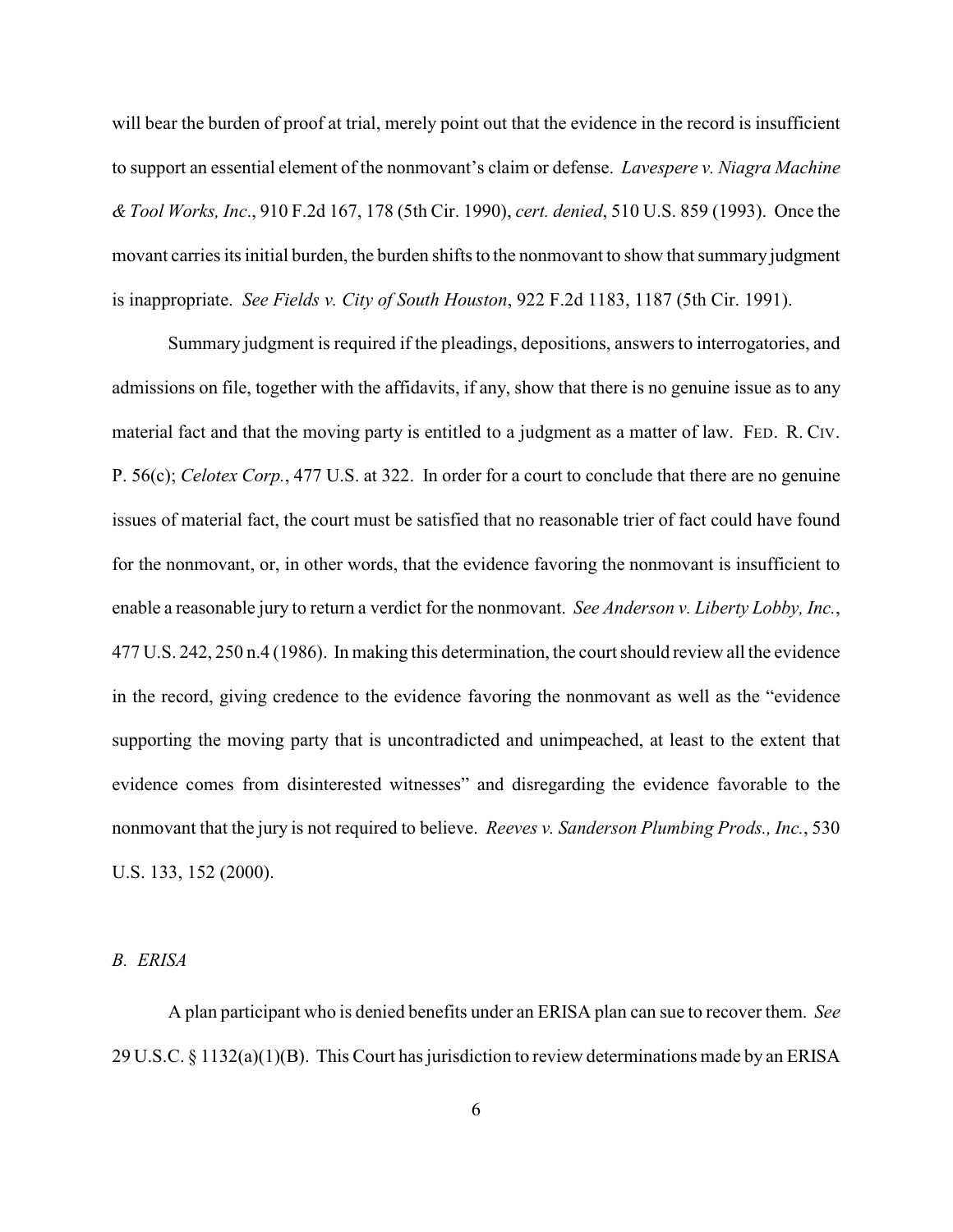will bear the burden of proof at trial, merely point out that the evidence in the record is insufficient to support an essential element of the nonmovant's claim or defense. *Lavespere v. Niagra Machine & Tool Works, Inc*., 910 F.2d 167, 178 (5th Cir. 1990), *cert. denied*, 510 U.S. 859 (1993). Once the movant carries its initial burden, the burden shifts to the nonmovant to show that summary judgment is inappropriate. *See Fields v. City of South Houston*, 922 F.2d 1183, 1187 (5th Cir. 1991).

Summary judgment is required if the pleadings, depositions, answers to interrogatories, and admissions on file, together with the affidavits, if any, show that there is no genuine issue as to any material fact and that the moving party is entitled to a judgment as a matter of law. FED. R. CIV. P. 56(c); *Celotex Corp.*, 477 U.S. at 322. In order for a court to conclude that there are no genuine issues of material fact, the court must be satisfied that no reasonable trier of fact could have found for the nonmovant, or, in other words, that the evidence favoring the nonmovant is insufficient to enable a reasonable jury to return a verdict for the nonmovant. *See Anderson v. Liberty Lobby, Inc.*, 477 U.S. 242, 250 n.4 (1986). In making this determination, the court should review all the evidence in the record, giving credence to the evidence favoring the nonmovant as well as the "evidence supporting the moving party that is uncontradicted and unimpeached, at least to the extent that evidence comes from disinterested witnesses" and disregarding the evidence favorable to the nonmovant that the jury is not required to believe. *Reeves v. Sanderson Plumbing Prods., Inc.*, 530 U.S. 133, 152 (2000).

### *B. ERISA*

A plan participant who is denied benefits under an ERISA plan can sue to recover them. *See* 29 U.S.C. § 1132(a)(1)(B). This Court has jurisdiction to review determinations made by an ERISA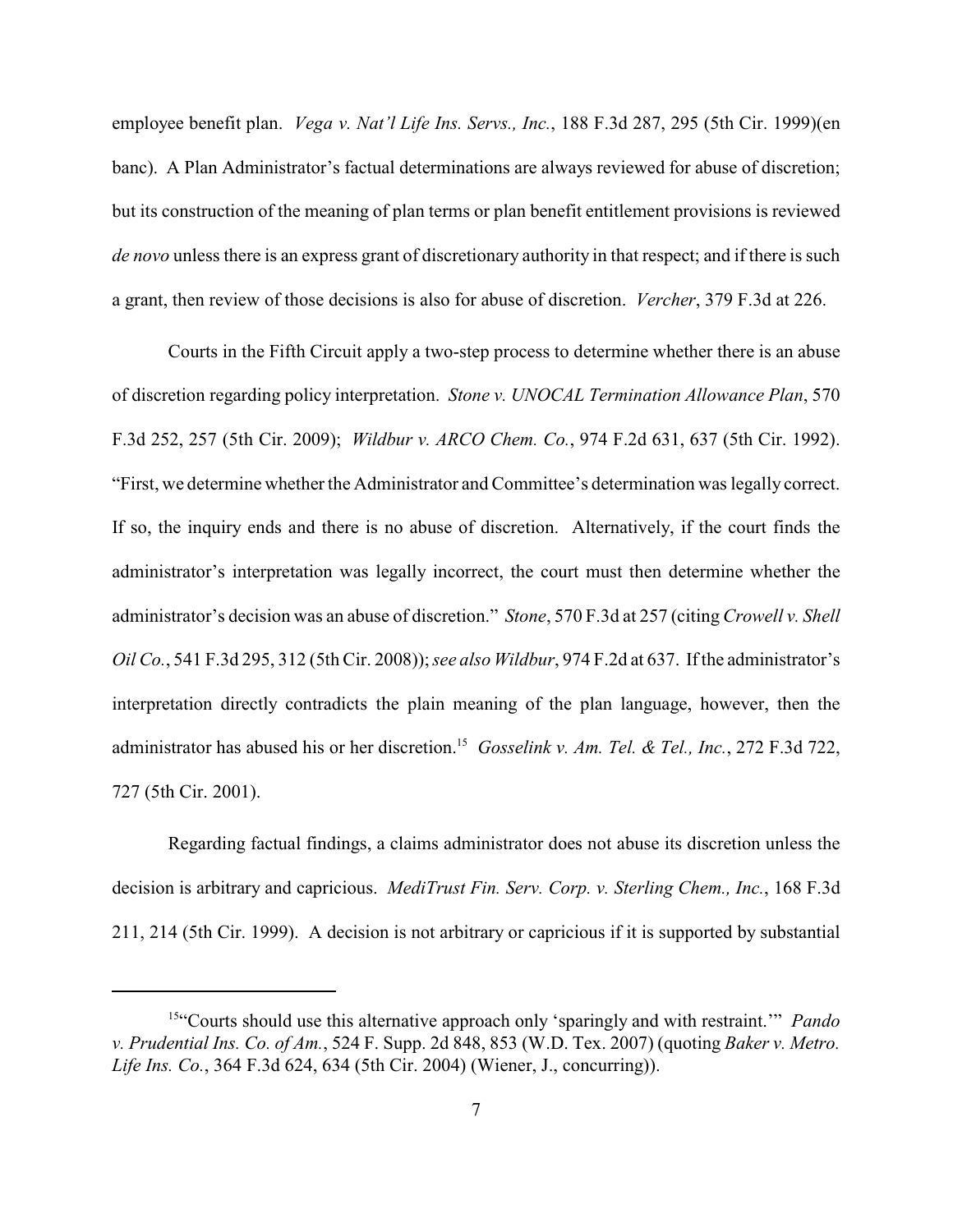employee benefit plan. *Vega v. Nat'l Life Ins. Servs., Inc.*, 188 F.3d 287, 295 (5th Cir. 1999)(en banc). A Plan Administrator's factual determinations are always reviewed for abuse of discretion; but its construction of the meaning of plan terms or plan benefit entitlement provisions is reviewed *de novo* unless there is an express grant of discretionary authority in that respect; and if there is such a grant, then review of those decisions is also for abuse of discretion. *Vercher*, 379 F.3d at 226.

Courts in the Fifth Circuit apply a two-step process to determine whether there is an abuse of discretion regarding policy interpretation. *Stone v. UNOCAL Termination Allowance Plan*, 570 F.3d 252, 257 (5th Cir. 2009); *Wildbur v. ARCO Chem. Co.*, 974 F.2d 631, 637 (5th Cir. 1992). "First, we determine whether the Administrator and Committee's determination was legally correct. If so, the inquiry ends and there is no abuse of discretion. Alternatively, if the court finds the administrator's interpretation was legally incorrect, the court must then determine whether the administrator's decision was an abuse of discretion." *Stone*, 570 F.3d at 257 (citing *Crowell v. Shell Oil Co.*, 541 F.3d 295, 312 (5th Cir. 2008)); *see also Wildbur*, 974 F.2d at 637. If the administrator's interpretation directly contradicts the plain meaning of the plan language, however, then the administrator has abused his or her discretion.[15] *Gosselink v. Am. Tel. & Tel., Inc.*, 272 F.3d 722, 727 (5th Cir. 2001).

Regarding factual findings, a claims administrator does not abuse its discretion unless the decision is arbitrary and capricious. *MediTrust Fin. Serv. Corp. v. Sterling Chem., Inc.*, 168 F.3d 211, 214 (5th Cir. 1999). A decision is not arbitrary or capricious if it is supported by substantial

---

[15] "Courts should use this alternative approach only 'sparingly and with restraint.'" *Pando v. Prudential Ins. Co. of Am.*, 524 F. Supp. 2d 848, 853 (W.D. Tex. 2007) (quoting *Baker v. Metro. Life Ins. Co.*, 364 F.3d 624, 634 (5th Cir. 2004) (Wiener, J., concurring)).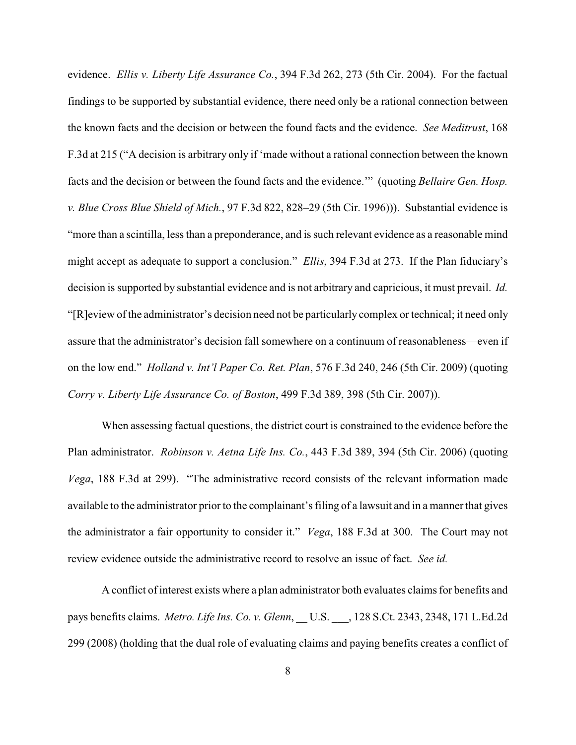evidence. *Ellis v. Liberty Life Assurance Co.*, 394 F.3d 262, 273 (5th Cir. 2004). For the factual findings to be supported by substantial evidence, there need only be a rational connection between the known facts and the decision or between the found facts and the evidence. *See Meditrust*, 168 F.3d at 215 ("A decision is arbitrary only if 'made without a rational connection between the known facts and the decision or between the found facts and the evidence.'" (quoting *Bellaire Gen. Hosp. v. Blue Cross Blue Shield of Mich.*, 97 F.3d 822, 828–29 (5th Cir. 1996))). Substantial evidence is "more than a scintilla, less than a preponderance, and is such relevant evidence as a reasonable mind might accept as adequate to support a conclusion." *Ellis*, 394 F.3d at 273. If the Plan fiduciary's decision is supported by substantial evidence and is not arbitrary and capricious, it must prevail. *Id.* "[R]eview of the administrator's decision need not be particularly complex or technical; it need only assure that the administrator's decision fall somewhere on a continuum of reasonableness—even if on the low end." *Holland v. Int'l Paper Co. Ret. Plan*, 576 F.3d 240, 246 (5th Cir. 2009) (quoting *Corry v. Liberty Life Assurance Co. of Boston*, 499 F.3d 389, 398 (5th Cir. 2007)).

When assessing factual questions, the district court is constrained to the evidence before the Plan administrator. *Robinson v. Aetna Life Ins. Co.*, 443 F.3d 389, 394 (5th Cir. 2006) (quoting *Vega*, 188 F.3d at 299). "The administrative record consists of the relevant information made available to the administrator prior to the complainant's filing of a lawsuit and in a manner that gives the administrator a fair opportunity to consider it." *Vega*, 188 F.3d at 300. The Court may not review evidence outside the administrative record to resolve an issue of fact. *See id.*

A conflict of interest exists where a plan administrator both evaluates claims for benefits and pays benefits claims. *Metro. Life Ins. Co. v. Glenn*, __ U.S. ___, 128 S.Ct. 2343, 2348, 171 L.Ed.2d 299 (2008) (holding that the dual role of evaluating claims and paying benefits creates a conflict of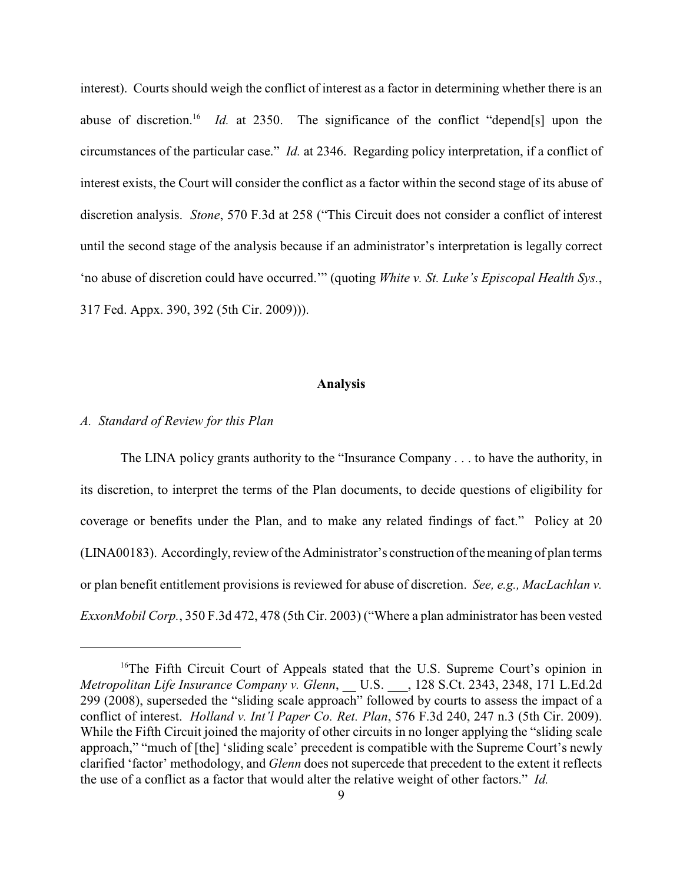interest). Courts should weigh the conflict of interest as a factor in determining whether there is an abuse of discretion.[16] *Id.* at 2350. The significance of the conflict "depend[s] upon the circumstances of the particular case." *Id.* at 2346. Regarding policy interpretation, if a conflict of interest exists, the Court will consider the conflict as a factor within the second stage of its abuse of discretion analysis. *Stone*, 570 F.3d at 258 ("This Circuit does not consider a conflict of interest until the second stage of the analysis because if an administrator's interpretation is legally correct 'no abuse of discretion could have occurred.'" (quoting *White v. St. Luke's Episcopal Health Sys.*, 317 Fed. Appx. 390, 392 (5th Cir. 2009))).

## Analysis

### *A. Standard of Review for this Plan*

The LINA policy grants authority to the "Insurance Company . . . to have the authority, in its discretion, to interpret the terms of the Plan documents, to decide questions of eligibility for coverage or benefits under the Plan, and to make any related findings of fact." Policy at 20 (LINA00183). Accordingly, review of the Administrator's construction of the meaning of plan terms or plan benefit entitlement provisions is reviewed for abuse of discretion. *See, e.g., MacLachlan v. ExxonMobil Corp.*, 350 F.3d 472, 478 (5th Cir. 2003) ("Where a plan administrator has been vested

---

[16] The Fifth Circuit Court of Appeals stated that the U.S. Supreme Court's opinion in *Metropolitan Life Insurance Company v. Glenn*, \_\_ U.S. \_\_\_, 128 S.Ct. 2343, 2348, 171 L.Ed.2d 299 (2008), superseded the "sliding scale approach" followed by courts to assess the impact of a conflict of interest. *Holland v. Int'l Paper Co. Ret. Plan*, 576 F.3d 240, 247 n.3 (5th Cir. 2009). While the Fifth Circuit joined the majority of other circuits in no longer applying the "sliding scale approach," "much of [the] 'sliding scale' precedent is compatible with the Supreme Court's newly clarified 'factor' methodology, and *Glenn* does not supercede that precedent to the extent it reflects the use of a conflict as a factor that would alter the relative weight of other factors." *Id.*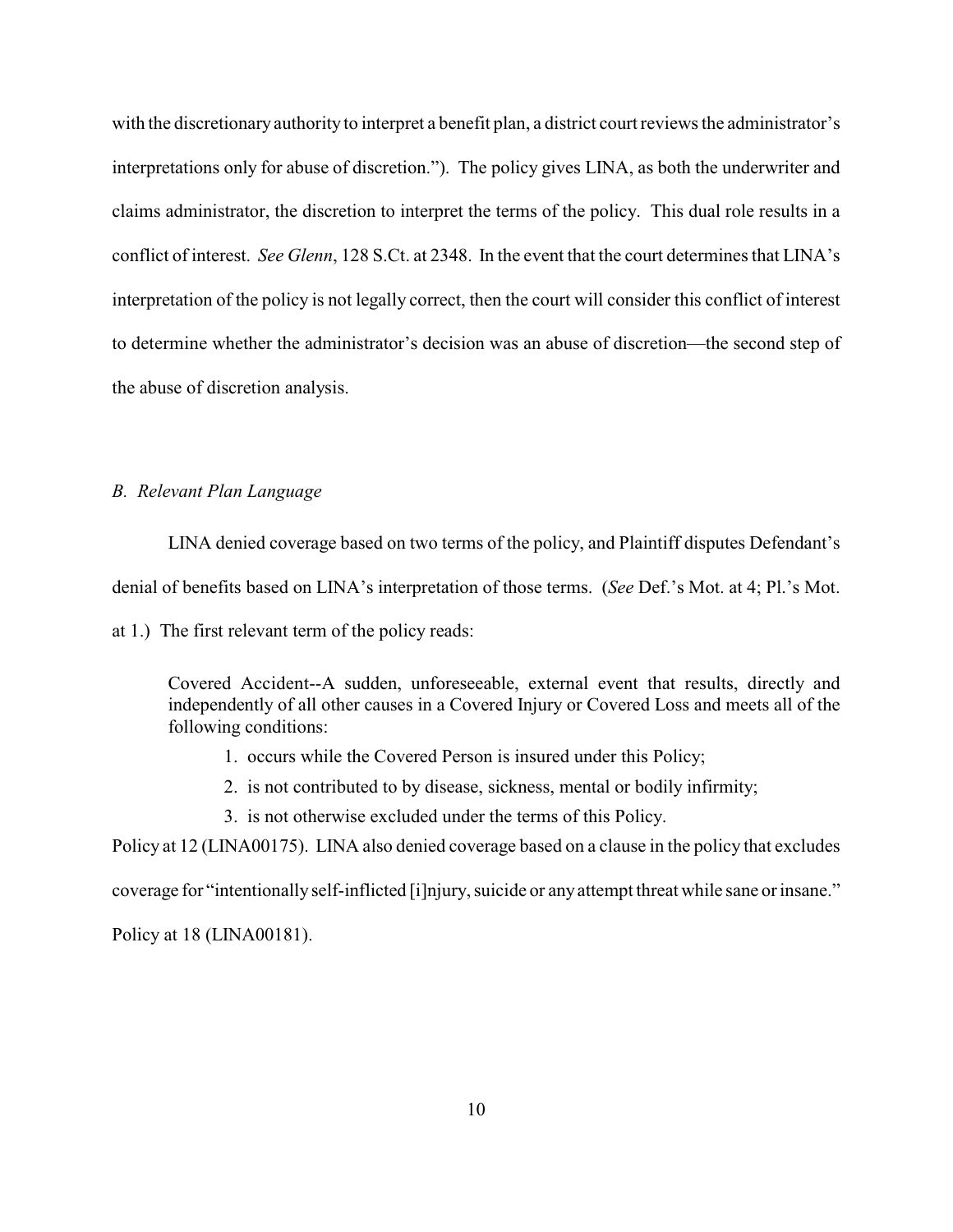with the discretionary authority to interpret a benefit plan, a district court reviews the administrator's interpretations only for abuse of discretion."). The policy gives LINA, as both the underwriter and claims administrator, the discretion to interpret the terms of the policy. This dual role results in a conflict of interest. *See Glenn*, 128 S.Ct. at 2348. In the event that the court determines that LINA's interpretation of the policy is not legally correct, then the court will consider this conflict of interest to determine whether the administrator's decision was an abuse of discretion—the second step of the abuse of discretion analysis.

*B. Relevant Plan Language*

LINA denied coverage based on two terms of the policy, and Plaintiff disputes Defendant's denial of benefits based on LINA's interpretation of those terms. (*See* Def.'s Mot. at 4; Pl.'s Mot. at 1.) The first relevant term of the policy reads:

> Covered Accident--A sudden, unforeseeable, external event that results, directly and independently of all other causes in a Covered Injury or Covered Loss and meets all of the following conditions:
>
> 1. occurs while the Covered Person is insured under this Policy;
> 2. is not contributed to by disease, sickness, mental or bodily infirmity;
> 3. is not otherwise excluded under the terms of this Policy.

Policy at 12 (LINA00175). LINA also denied coverage based on a clause in the policy that excludes coverage for "intentionally self-inflicted [i]njury, suicide or any attempt threat while sane or insane." Policy at 18 (LINA00181).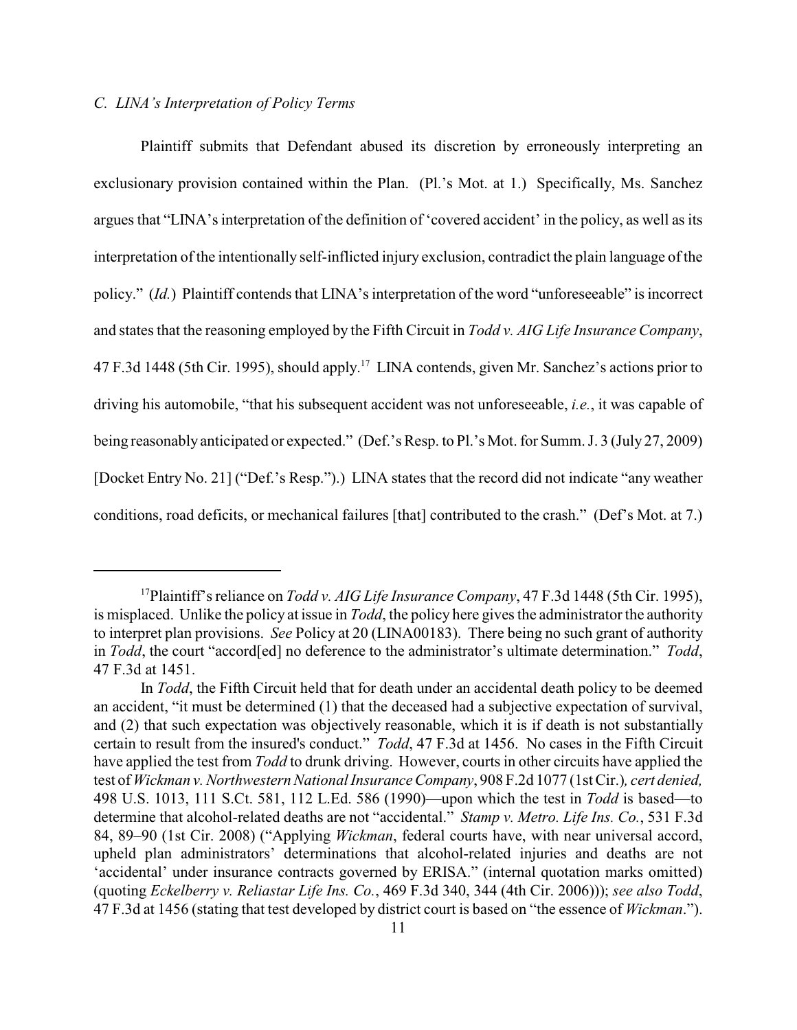### *C. LINA's Interpretation of Policy Terms*

Plaintiff submits that Defendant abused its discretion by erroneously interpreting an exclusionary provision contained within the Plan. (Pl.'s Mot. at 1.) Specifically, Ms. Sanchez argues that "LINA's interpretation of the definition of 'covered accident' in the policy, as well as its interpretation of the intentionally self-inflicted injury exclusion, contradict the plain language of the policy." (*Id.*) Plaintiff contends that LINA's interpretation of the word "unforeseeable" is incorrect and states that the reasoning employed by the Fifth Circuit in *Todd v. AIG Life Insurance Company*, 47 F.3d 1448 (5th Cir. 1995), should apply.[17] LINA contends, given Mr. Sanchez's actions prior to driving his automobile, "that his subsequent accident was not unforeseeable, *i.e.*, it was capable of being reasonably anticipated or expected." (Def.'s Resp. to Pl.'s Mot. for Summ. J. 3 (July 27, 2009) [Docket Entry No. 21] ("Def.'s Resp.").) LINA states that the record did not indicate "any weather conditions, road deficits, or mechanical failures [that] contributed to the crash." (Def's Mot. at 7.)

---

[17]Plaintiff's reliance on *Todd v. AIG Life Insurance Company*, 47 F.3d 1448 (5th Cir. 1995), is misplaced. Unlike the policy at issue in *Todd*, the policy here gives the administrator the authority to interpret plan provisions. *See* Policy at 20 (LINA00183). There being no such grant of authority in *Todd*, the court "accord[ed] no deference to the administrator's ultimate determination." *Todd*, 47 F.3d at 1451.

In *Todd*, the Fifth Circuit held that for death under an accidental death policy to be deemed an accident, "it must be determined (1) that the deceased had a subjective expectation of survival, and (2) that such expectation was objectively reasonable, which it is if death is not substantially certain to result from the insured's conduct." *Todd*, 47 F.3d at 1456. No cases in the Fifth Circuit have applied the test from *Todd* to drunk driving. However, courts in other circuits have applied the test of *Wickman v. Northwestern National Insurance Company*, 908 F.2d 1077 (1st Cir.)*, cert denied,* 498 U.S. 1013, 111 S.Ct. 581, 112 L.Ed. 586 (1990)—upon which the test in *Todd* is based—to determine that alcohol-related deaths are not "accidental." *Stamp v. Metro. Life Ins. Co.*, 531 F.3d 84, 89–90 (1st Cir. 2008) ("Applying *Wickman*, federal courts have, with near universal accord, upheld plan administrators' determinations that alcohol-related injuries and deaths are not 'accidental' under insurance contracts governed by ERISA." (internal quotation marks omitted) (quoting *Eckelberry v. Reliastar Life Ins. Co.*, 469 F.3d 340, 344 (4th Cir. 2006))); *see also Todd*, 47 F.3d at 1456 (stating that test developed by district court is based on "the essence of *Wickman*.").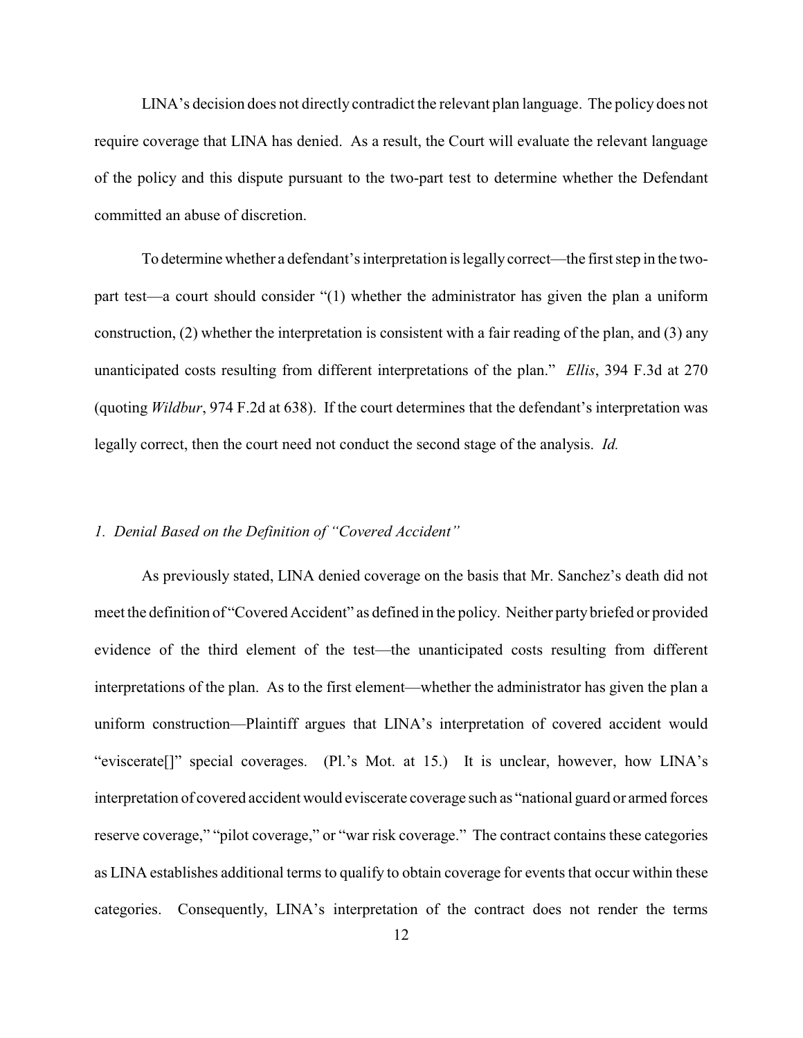LINA's decision does not directly contradict the relevant plan language. The policy does not require coverage that LINA has denied. As a result, the Court will evaluate the relevant language of the policy and this dispute pursuant to the two-part test to determine whether the Defendant committed an abuse of discretion.

To determine whether a defendant's interpretation is legally correct—the first step in the two-part test—a court should consider "(1) whether the administrator has given the plan a uniform construction, (2) whether the interpretation is consistent with a fair reading of the plan, and (3) any unanticipated costs resulting from different interpretations of the plan." *Ellis*, 394 F.3d at 270 (quoting *Wildbur*, 974 F.2d at 638). If the court determines that the defendant's interpretation was legally correct, then the court need not conduct the second stage of the analysis. *Id.*

*1. Denial Based on the Definition of "Covered Accident"*

As previously stated, LINA denied coverage on the basis that Mr. Sanchez's death did not meet the definition of "Covered Accident" as defined in the policy. Neither party briefed or provided evidence of the third element of the test—the unanticipated costs resulting from different interpretations of the plan. As to the first element—whether the administrator has given the plan a uniform construction—Plaintiff argues that LINA's interpretation of covered accident would "eviscerate[]" special coverages. (Pl.'s Mot. at 15.) It is unclear, however, how LINA's interpretation of covered accident would eviscerate coverage such as "national guard or armed forces reserve coverage," "pilot coverage," or "war risk coverage." The contract contains these categories as LINA establishes additional terms to qualify to obtain coverage for events that occur within these categories. Consequently, LINA's interpretation of the contract does not render the terms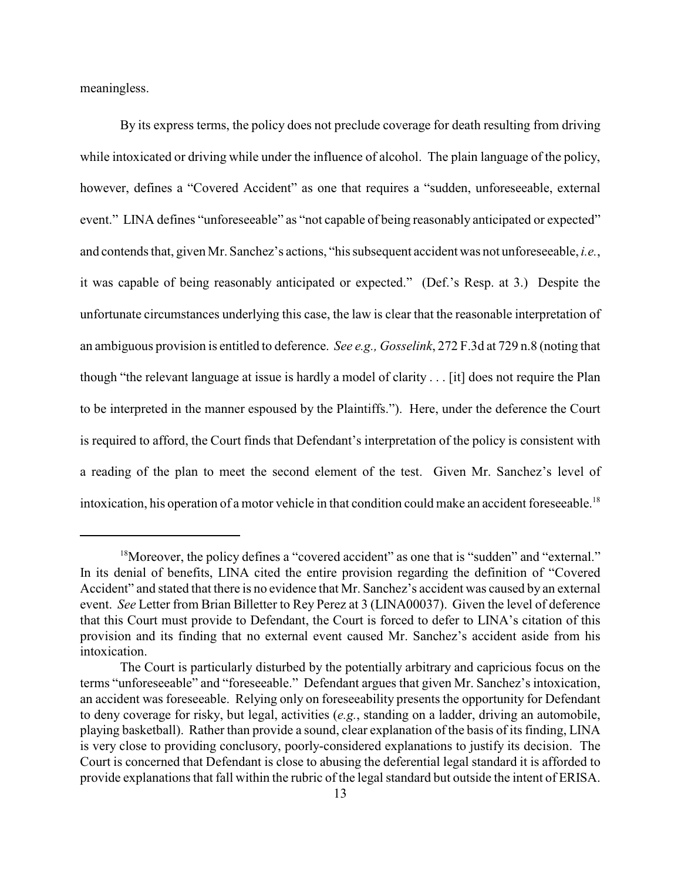meaningless.

By its express terms, the policy does not preclude coverage for death resulting from driving while intoxicated or driving while under the influence of alcohol. The plain language of the policy, however, defines a "Covered Accident" as one that requires a "sudden, unforeseeable, external event." LINA defines "unforeseeable" as "not capable of being reasonably anticipated or expected" and contends that, given Mr. Sanchez's actions, "his subsequent accident was not unforeseeable, *i.e.*, it was capable of being reasonably anticipated or expected." (Def.'s Resp. at 3.) Despite the unfortunate circumstances underlying this case, the law is clear that the reasonable interpretation of an ambiguous provision is entitled to deference. *See e.g., Gosselink*, 272 F.3d at 729 n.8 (noting that though "the relevant language at issue is hardly a model of clarity . . . [it] does not require the Plan to be interpreted in the manner espoused by the Plaintiffs."). Here, under the deference the Court is required to afford, the Court finds that Defendant's interpretation of the policy is consistent with a reading of the plan to meet the second element of the test. Given Mr. Sanchez's level of intoxication, his operation of a motor vehicle in that condition could make an accident foreseeable.[18]

---

[18]Moreover, the policy defines a "covered accident" as one that is "sudden" and "external." In its denial of benefits, LINA cited the entire provision regarding the definition of "Covered Accident" and stated that there is no evidence that Mr. Sanchez's accident was caused by an external event. *See* Letter from Brian Billetter to Rey Perez at 3 (LINA00037). Given the level of deference that this Court must provide to Defendant, the Court is forced to defer to LINA's citation of this provision and its finding that no external event caused Mr. Sanchez's accident aside from his intoxication.

The Court is particularly disturbed by the potentially arbitrary and capricious focus on the terms "unforeseeable" and "foreseeable." Defendant argues that given Mr. Sanchez's intoxication, an accident was foreseeable. Relying only on foreseeability presents the opportunity for Defendant to deny coverage for risky, but legal, activities (*e.g.*, standing on a ladder, driving an automobile, playing basketball). Rather than provide a sound, clear explanation of the basis of its finding, LINA is very close to providing conclusory, poorly-considered explanations to justify its decision. The Court is concerned that Defendant is close to abusing the deferential legal standard it is afforded to provide explanations that fall within the rubric of the legal standard but outside the intent of ERISA.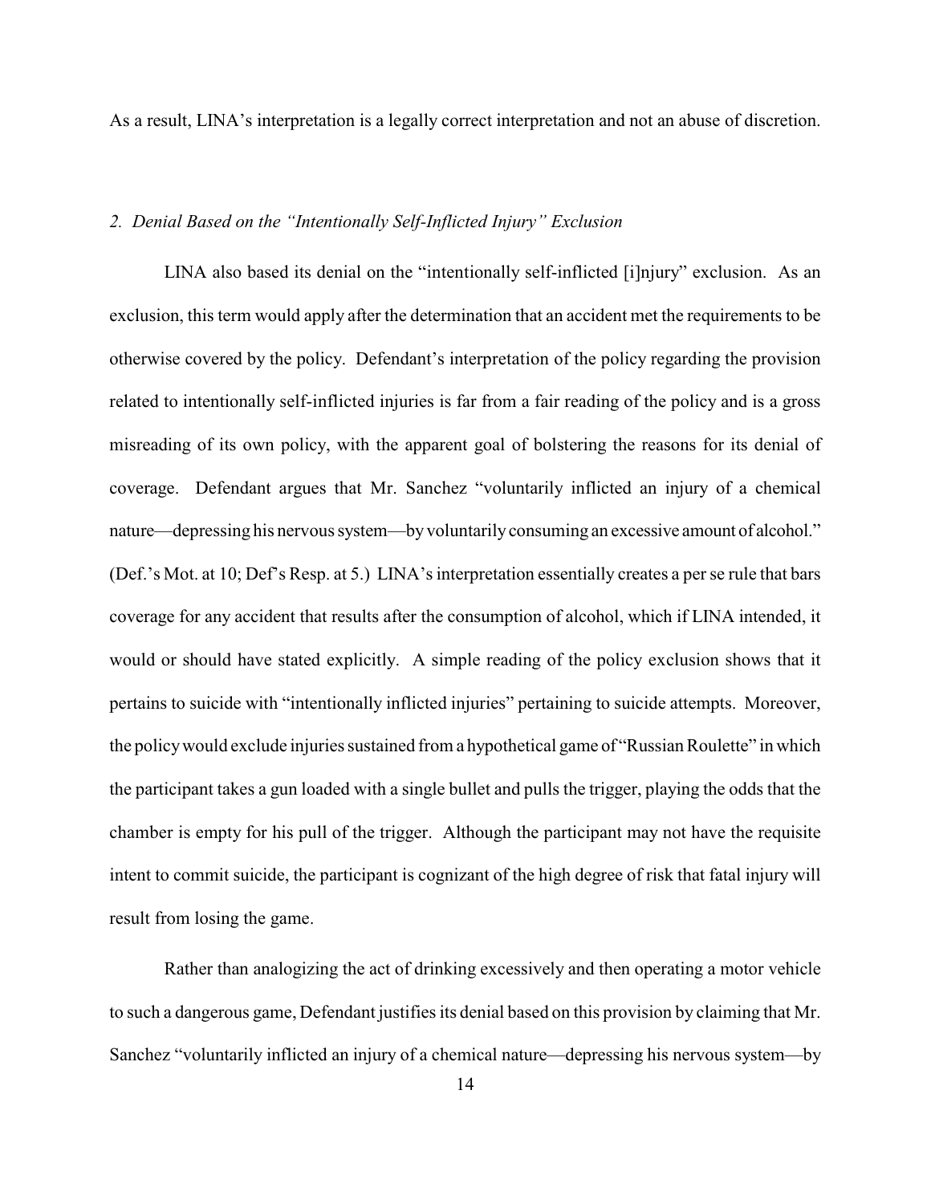As a result, LINA's interpretation is a legally correct interpretation and not an abuse of discretion.

*2. Denial Based on the "Intentionally Self-Inflicted Injury" Exclusion*

LINA also based its denial on the "intentionally self-inflicted [i]njury" exclusion. As an exclusion, this term would apply after the determination that an accident met the requirements to be otherwise covered by the policy. Defendant's interpretation of the policy regarding the provision related to intentionally self-inflicted injuries is far from a fair reading of the policy and is a gross misreading of its own policy, with the apparent goal of bolstering the reasons for its denial of coverage. Defendant argues that Mr. Sanchez "voluntarily inflicted an injury of a chemical nature—depressing his nervous system—by voluntarily consuming an excessive amount of alcohol." (Def.'s Mot. at 10; Def's Resp. at 5.) LINA's interpretation essentially creates a per se rule that bars coverage for any accident that results after the consumption of alcohol, which if LINA intended, it would or should have stated explicitly. A simple reading of the policy exclusion shows that it pertains to suicide with "intentionally inflicted injuries" pertaining to suicide attempts. Moreover, the policy would exclude injuries sustained from a hypothetical game of "Russian Roulette" in which the participant takes a gun loaded with a single bullet and pulls the trigger, playing the odds that the chamber is empty for his pull of the trigger. Although the participant may not have the requisite intent to commit suicide, the participant is cognizant of the high degree of risk that fatal injury will result from losing the game.

Rather than analogizing the act of drinking excessively and then operating a motor vehicle to such a dangerous game, Defendant justifies its denial based on this provision by claiming that Mr. Sanchez "voluntarily inflicted an injury of a chemical nature—depressing his nervous system—by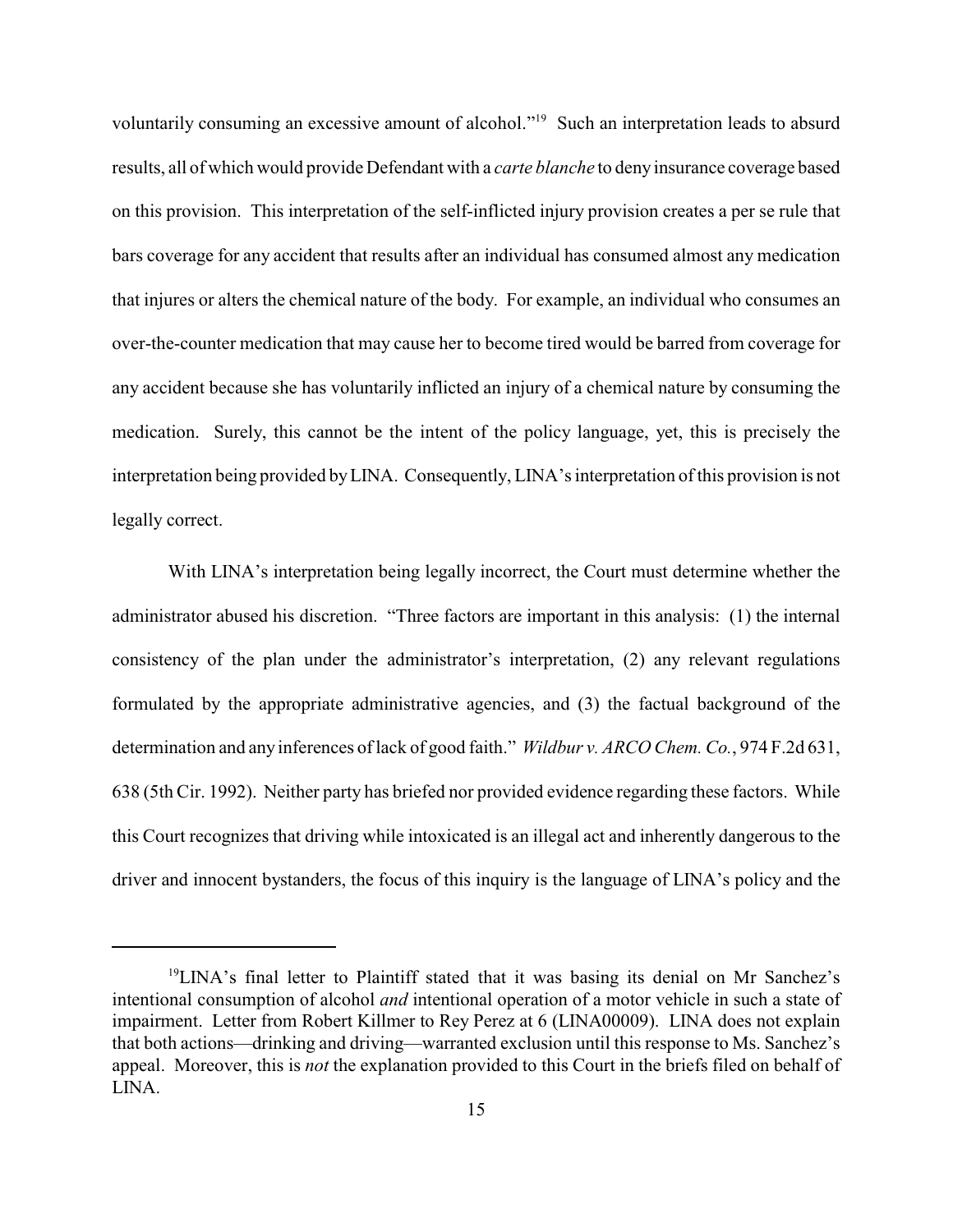voluntarily consuming an excessive amount of alcohol."[19] Such an interpretation leads to absurd results, all of which would provide Defendant with a *carte blanche* to deny insurance coverage based on this provision. This interpretation of the self-inflicted injury provision creates a per se rule that bars coverage for any accident that results after an individual has consumed almost any medication that injures or alters the chemical nature of the body. For example, an individual who consumes an over-the-counter medication that may cause her to become tired would be barred from coverage for any accident because she has voluntarily inflicted an injury of a chemical nature by consuming the medication. Surely, this cannot be the intent of the policy language, yet, this is precisely the interpretation being provided by LINA. Consequently, LINA's interpretation of this provision is not legally correct.

With LINA's interpretation being legally incorrect, the Court must determine whether the administrator abused his discretion. "Three factors are important in this analysis: (1) the internal consistency of the plan under the administrator's interpretation, (2) any relevant regulations formulated by the appropriate administrative agencies, and (3) the factual background of the determination and any inferences of lack of good faith." *Wildbur v. ARCO Chem. Co.*, 974 F.2d 631, 638 (5th Cir. 1992). Neither party has briefed nor provided evidence regarding these factors. While this Court recognizes that driving while intoxicated is an illegal act and inherently dangerous to the driver and innocent bystanders, the focus of this inquiry is the language of LINA's policy and the

---

[19] LINA's final letter to Plaintiff stated that it was basing its denial on Mr Sanchez's intentional consumption of alcohol *and* intentional operation of a motor vehicle in such a state of impairment. Letter from Robert Killmer to Rey Perez at 6 (LINA00009). LINA does not explain that both actions—drinking and driving—warranted exclusion until this response to Ms. Sanchez's appeal. Moreover, this is *not* the explanation provided to this Court in the briefs filed on behalf of LINA.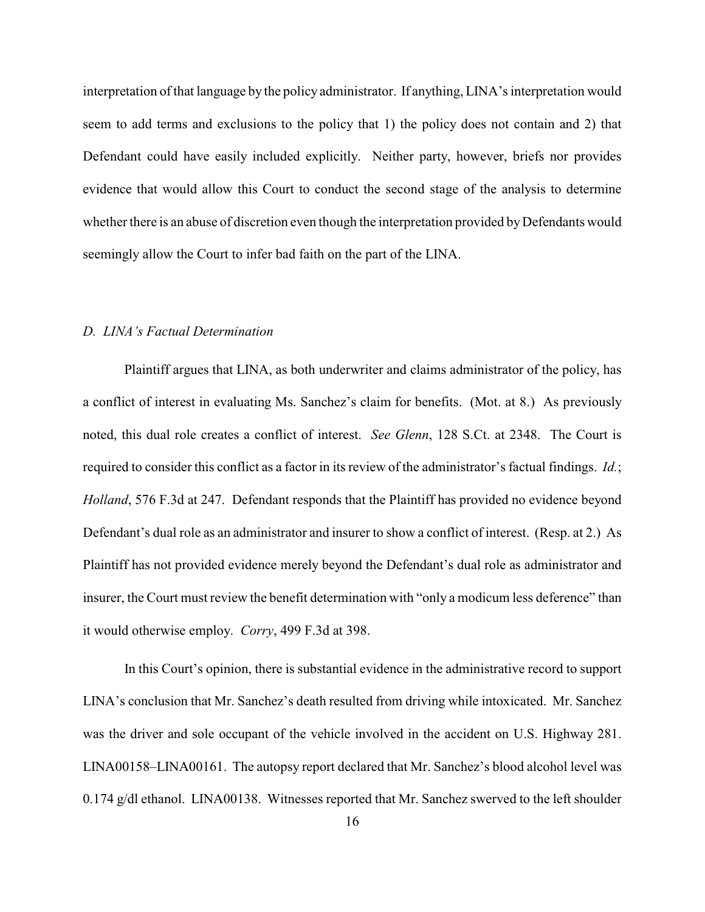interpretation of that language by the policy administrator. If anything, LINA's interpretation would seem to add terms and exclusions to the policy that 1) the policy does not contain and 2) that Defendant could have easily included explicitly. Neither party, however, briefs nor provides evidence that would allow this Court to conduct the second stage of the analysis to determine whether there is an abuse of discretion even though the interpretation provided by Defendants would seemingly allow the Court to infer bad faith on the part of the LINA.

### *D. LINA's Factual Determination*

Plaintiff argues that LINA, as both underwriter and claims administrator of the policy, has a conflict of interest in evaluating Ms. Sanchez's claim for benefits. (Mot. at 8.) As previously noted, this dual role creates a conflict of interest. *See Glenn*, 128 S.Ct. at 2348. The Court is required to consider this conflict as a factor in its review of the administrator's factual findings. *Id.*; *Holland*, 576 F.3d at 247. Defendant responds that the Plaintiff has provided no evidence beyond Defendant's dual role as an administrator and insurer to show a conflict of interest. (Resp. at 2.) As Plaintiff has not provided evidence merely beyond the Defendant's dual role as administrator and insurer, the Court must review the benefit determination with "only a modicum less deference" than it would otherwise employ. *Corry*, 499 F.3d at 398.

In this Court's opinion, there is substantial evidence in the administrative record to support LINA's conclusion that Mr. Sanchez's death resulted from driving while intoxicated. Mr. Sanchez was the driver and sole occupant of the vehicle involved in the accident on U.S. Highway 281. LINA00158–LINA00161. The autopsy report declared that Mr. Sanchez's blood alcohol level was 0.174 g/dl ethanol. LINA00138. Witnesses reported that Mr. Sanchez swerved to the left shoulder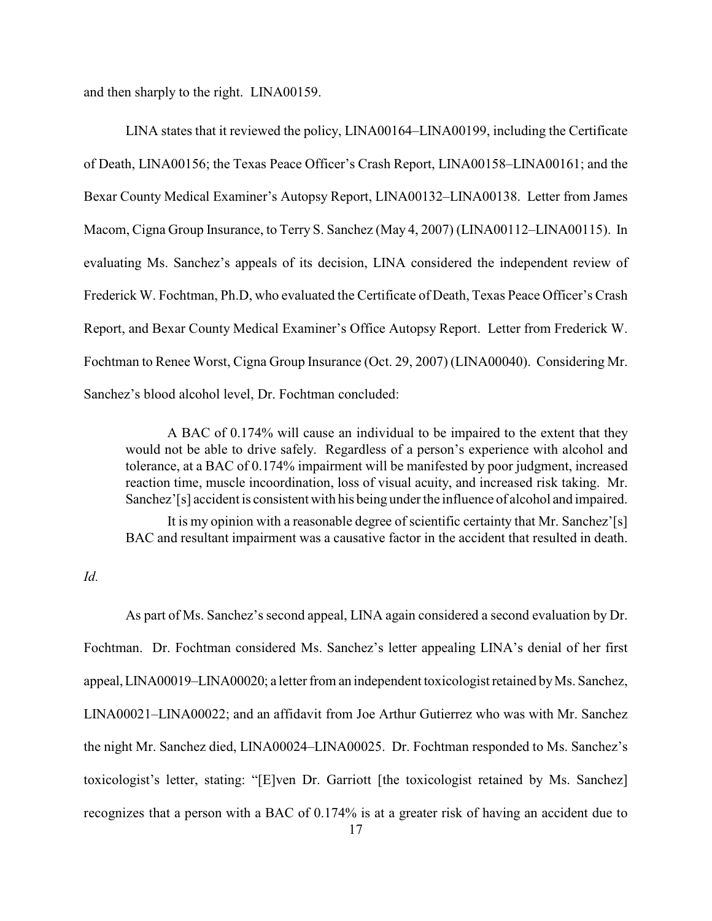and then sharply to the right. LINA00159.

LINA states that it reviewed the policy, LINA00164–LINA00199, including the Certificate of Death, LINA00156; the Texas Peace Officer's Crash Report, LINA00158–LINA00161; and the Bexar County Medical Examiner's Autopsy Report, LINA00132–LINA00138. Letter from James Macom, Cigna Group Insurance, to Terry S. Sanchez (May 4, 2007) (LINA00112–LINA00115). In evaluating Ms. Sanchez's appeals of its decision, LINA considered the independent review of Frederick W. Fochtman, Ph.D, who evaluated the Certificate of Death, Texas Peace Officer's Crash Report, and Bexar County Medical Examiner's Office Autopsy Report. Letter from Frederick W. Fochtman to Renee Worst, Cigna Group Insurance (Oct. 29, 2007) (LINA00040). Considering Mr. Sanchez's blood alcohol level, Dr. Fochtman concluded:

> A BAC of 0.174% will cause an individual to be impaired to the extent that they would not be able to drive safely. Regardless of a person's experience with alcohol and tolerance, at a BAC of 0.174% impairment will be manifested by poor judgment, increased reaction time, muscle incoordination, loss of visual acuity, and increased risk taking. Mr. Sanchez'[s] accident is consistent with his being under the influence of alcohol and impaired.
>
> It is my opinion with a reasonable degree of scientific certainty that Mr. Sanchez'[s] BAC and resultant impairment was a causative factor in the accident that resulted in death.

*Id.*

As part of Ms. Sanchez's second appeal, LINA again considered a second evaluation by Dr. Fochtman. Dr. Fochtman considered Ms. Sanchez's letter appealing LINA's denial of her first appeal, LINA00019–LINA00020; a letter from an independent toxicologist retained by Ms. Sanchez, LINA00021–LINA00022; and an affidavit from Joe Arthur Gutierrez who was with Mr. Sanchez the night Mr. Sanchez died, LINA00024–LINA00025. Dr. Fochtman responded to Ms. Sanchez's toxicologist's letter, stating: "[E]ven Dr. Garriott [the toxicologist retained by Ms. Sanchez] recognizes that a person with a BAC of 0.174% is at a greater risk of having an accident due to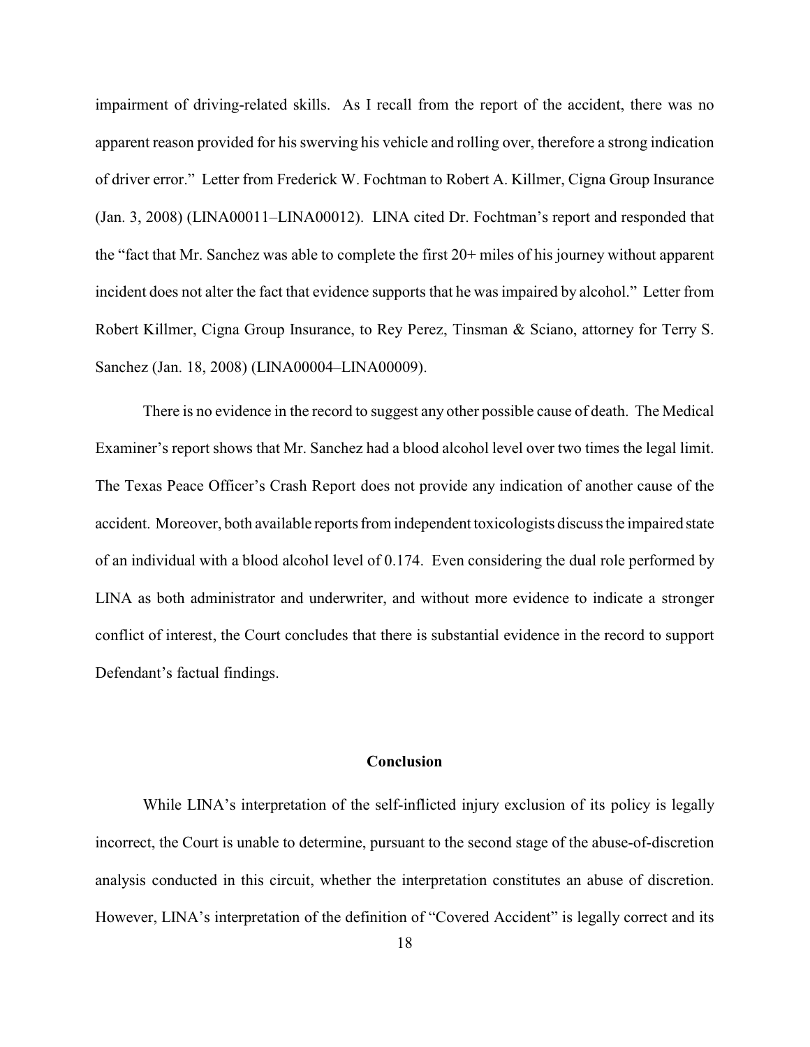impairment of driving-related skills. As I recall from the report of the accident, there was no apparent reason provided for his swerving his vehicle and rolling over, therefore a strong indication of driver error." Letter from Frederick W. Fochtman to Robert A. Killmer, Cigna Group Insurance (Jan. 3, 2008) (LINA00011–LINA00012). LINA cited Dr. Fochtman's report and responded that the "fact that Mr. Sanchez was able to complete the first 20+ miles of his journey without apparent incident does not alter the fact that evidence supports that he was impaired by alcohol." Letter from Robert Killmer, Cigna Group Insurance, to Rey Perez, Tinsman & Sciano, attorney for Terry S. Sanchez (Jan. 18, 2008) (LINA00004–LINA00009).

There is no evidence in the record to suggest any other possible cause of death. The Medical Examiner's report shows that Mr. Sanchez had a blood alcohol level over two times the legal limit. The Texas Peace Officer's Crash Report does not provide any indication of another cause of the accident. Moreover, both available reports from independent toxicologists discuss the impaired state of an individual with a blood alcohol level of 0.174. Even considering the dual role performed by LINA as both administrator and underwriter, and without more evidence to indicate a stronger conflict of interest, the Court concludes that there is substantial evidence in the record to support Defendant's factual findings.

## Conclusion

While LINA's interpretation of the self-inflicted injury exclusion of its policy is legally incorrect, the Court is unable to determine, pursuant to the second stage of the abuse-of-discretion analysis conducted in this circuit, whether the interpretation constitutes an abuse of discretion. However, LINA's interpretation of the definition of "Covered Accident" is legally correct and its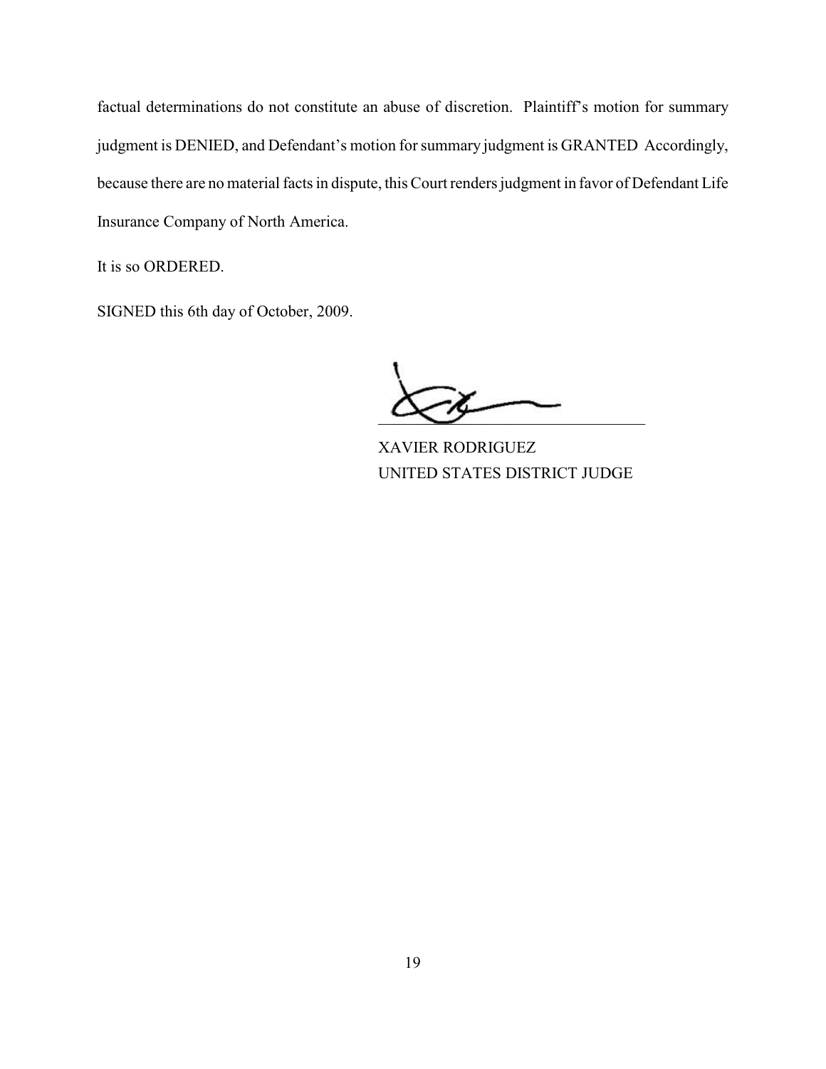factual determinations do not constitute an abuse of discretion. Plaintiff's motion for summary judgment is DENIED, and Defendant's motion for summary judgment is GRANTED Accordingly, because there are no material facts in dispute, this Court renders judgment in favor of Defendant Life Insurance Company of North America.

It is so ORDERED.

SIGNED this 6th day of October, 2009.

XAVIER RODRIGUEZ
UNITED STATES DISTRICT JUDGE